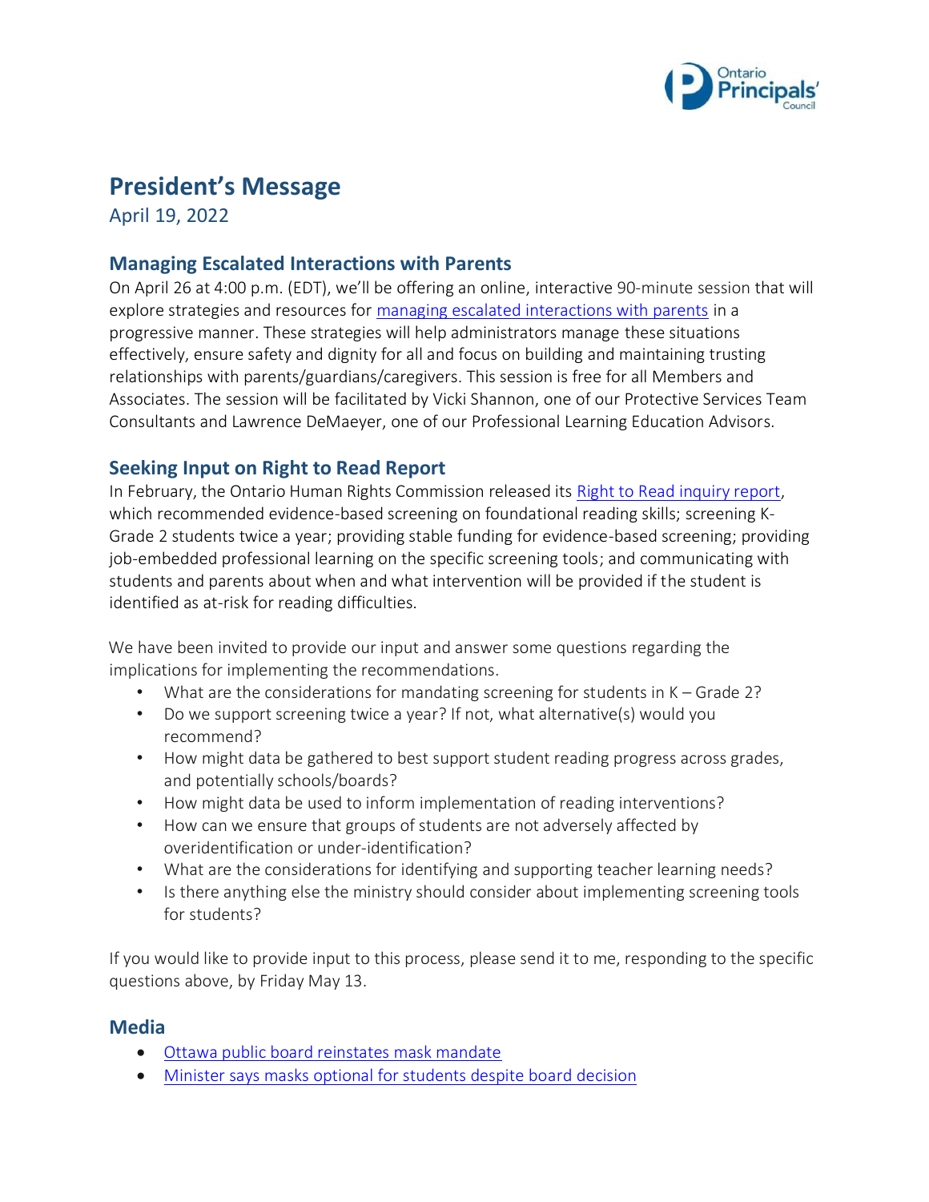# President's Message

April 19, 2022

## Managing Escalated Interactions with Parents

On April 26 at 4:00 p.m. (EDT), we'll be offering an online, interactive 90-minute session that will explore strategies and resources for managing escalated interactions with parents in a progressive manner. These strategies will help administrators manage these situations effectively, ensure safety and dignity for all and focus on building and maintaining trusting relationships with parents/guardians/caregivers. This session is free for all Members and Associates. The session will be facilitated by Vicki Shannon, one of our Protective Services Team Consultants and Lawrence DeMaeyer, one of our Professional Learning Education Advisors.

## Seeking Input on Right to Read Report

In February, the Ontario Human Rights Commission released its Right to Read inquiry report, which recommended evidence-based screening on foundational reading skills; screening K-Grade 2 students twice a year; providing stable funding for evidence-based screening; providing job-embedded professional learning on the specific screening tools; and communicating with students and parents about when and what intervention will be provided if the student is identified as at-risk for reading difficulties.

We have been invited to provide our input and answer some questions regarding the implications for implementing the recommendations.

- What are the considerations for mandating screening for students in K – Grade 2?
- Do we support screening twice a year? If not, what alternative(s) would you recommend?
- How might data be gathered to best support student reading progress across grades, and potentially schools/boards?
- How might data be used to inform implementation of reading interventions?
- How can we ensure that groups of students are not adversely affected by overidentification or under-identification?
- What are the considerations for identifying and supporting teacher learning needs?
- Is there anything else the ministry should consider about implementing screening tools for students?

If you would like to provide input to this process, please send it to me, responding to the specific questions above, by Friday May 13.

## Media

- Ottawa public board reinstates mask mandate
- Minister says masks optional for students despite board decision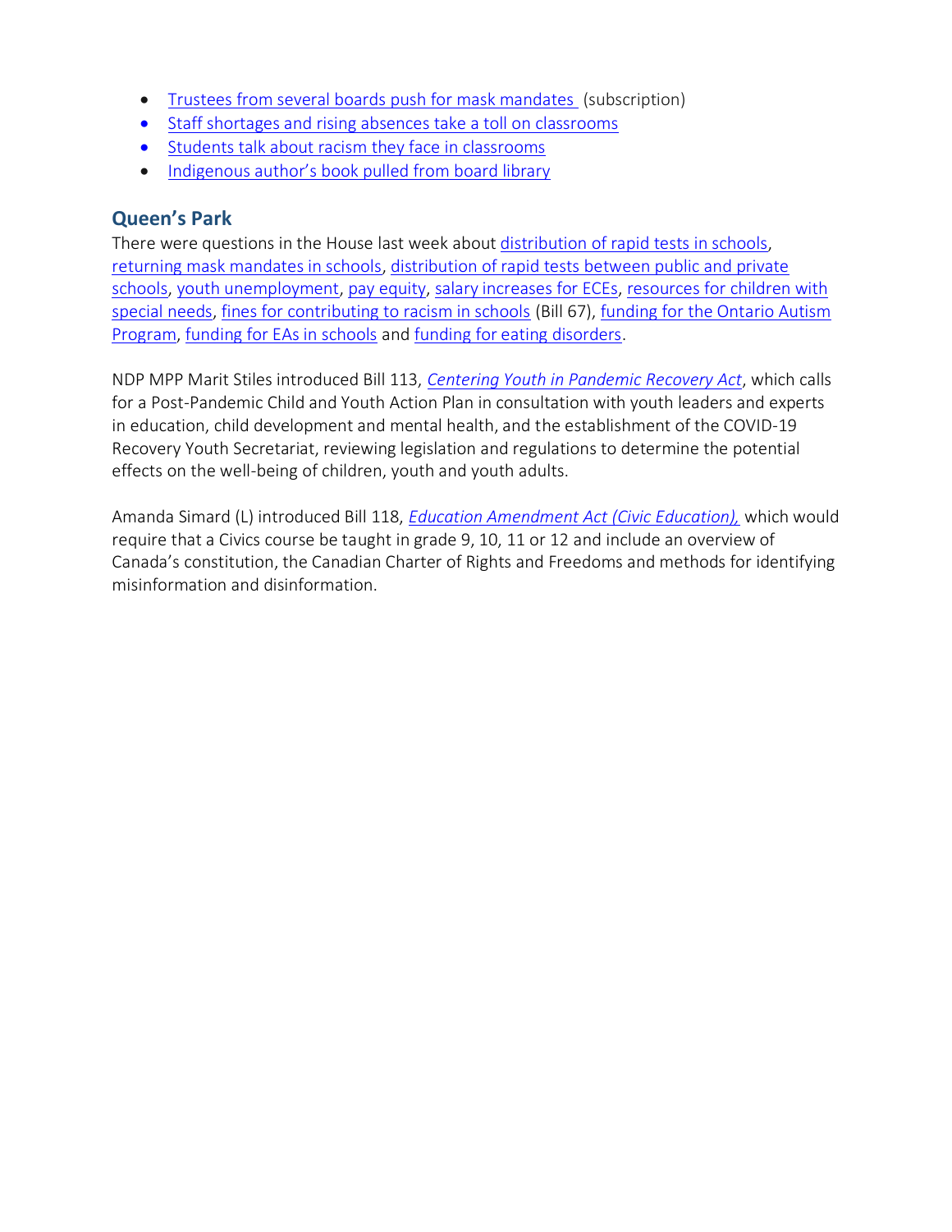- Trustees from several boards push for mask mandates (subscription)
- Staff shortages and rising absences take a toll on classrooms
- Students talk about racism they face in classrooms
- Indigenous author's book pulled from board library

## Queen's Park

There were questions in the House last week about distribution of rapid tests in schools, returning mask mandates in schools, distribution of rapid tests between public and private schools, youth unemployment, pay equity, salary increases for ECEs, resources for children with special needs, fines for contributing to racism in schools (Bill 67), funding for the Ontario Autism Program, funding for EAs in schools and funding for eating disorders.

NDP MPP Marit Stiles introduced Bill 113, *Centering Youth in Pandemic Recovery Act*, which calls for a Post-Pandemic Child and Youth Action Plan in consultation with youth leaders and experts in education, child development and mental health, and the establishment of the COVID-19 Recovery Youth Secretariat, reviewing legislation and regulations to determine the potential effects on the well-being of children, youth and youth adults.

Amanda Simard (L) introduced Bill 118, *Education Amendment Act (Civic Education),* which would require that a Civics course be taught in grade 9, 10, 11 or 12 and include an overview of Canada's constitution, the Canadian Charter of Rights and Freedoms and methods for identifying misinformation and disinformation.